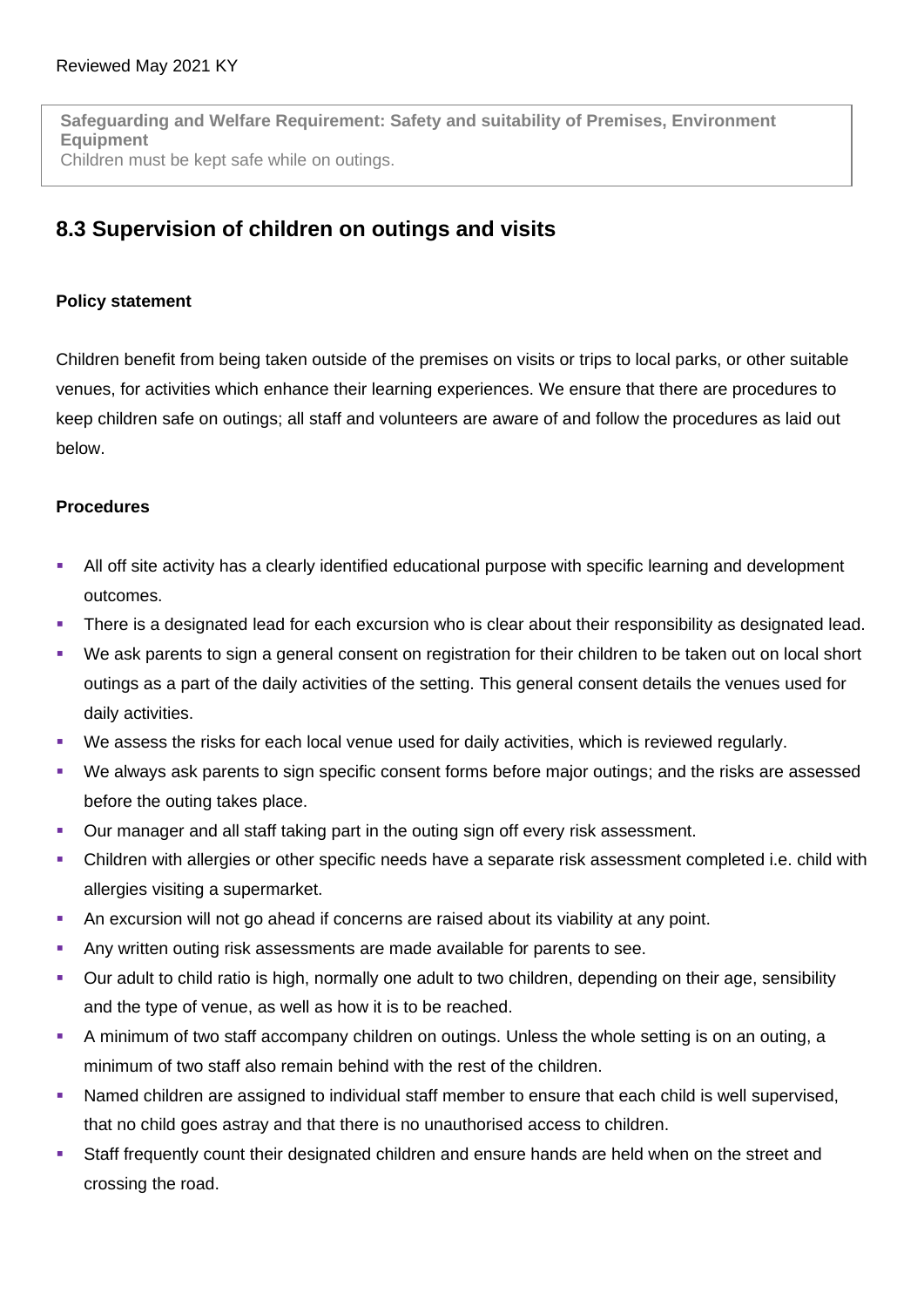Reviewed May 2021 KY

**Safeguarding and Welfare Requirement: Safety and suitability of Premises, Environment Equipment**
Children must be kept safe while on outings.

## 8.3 Supervision of children on outings and visits

**Policy statement**

Children benefit from being taken outside of the premises on visits or trips to local parks, or other suitable venues, for activities which enhance their learning experiences. We ensure that there are procedures to keep children safe on outings; all staff and volunteers are aware of and follow the procedures as laid out below.

**Procedures**

- All off site activity has a clearly identified educational purpose with specific learning and development outcomes.
- There is a designated lead for each excursion who is clear about their responsibility as designated lead.
- We ask parents to sign a general consent on registration for their children to be taken out on local short outings as a part of the daily activities of the setting. This general consent details the venues used for daily activities.
- We assess the risks for each local venue used for daily activities, which is reviewed regularly.
- We always ask parents to sign specific consent forms before major outings; and the risks are assessed before the outing takes place.
- Our manager and all staff taking part in the outing sign off every risk assessment.
- Children with allergies or other specific needs have a separate risk assessment completed i.e. child with allergies visiting a supermarket.
- An excursion will not go ahead if concerns are raised about its viability at any point.
- Any written outing risk assessments are made available for parents to see.
- Our adult to child ratio is high, normally one adult to two children, depending on their age, sensibility and the type of venue, as well as how it is to be reached.
- A minimum of two staff accompany children on outings. Unless the whole setting is on an outing, a minimum of two staff also remain behind with the rest of the children.
- Named children are assigned to individual staff member to ensure that each child is well supervised, that no child goes astray and that there is no unauthorised access to children.
- Staff frequently count their designated children and ensure hands are held when on the street and crossing the road.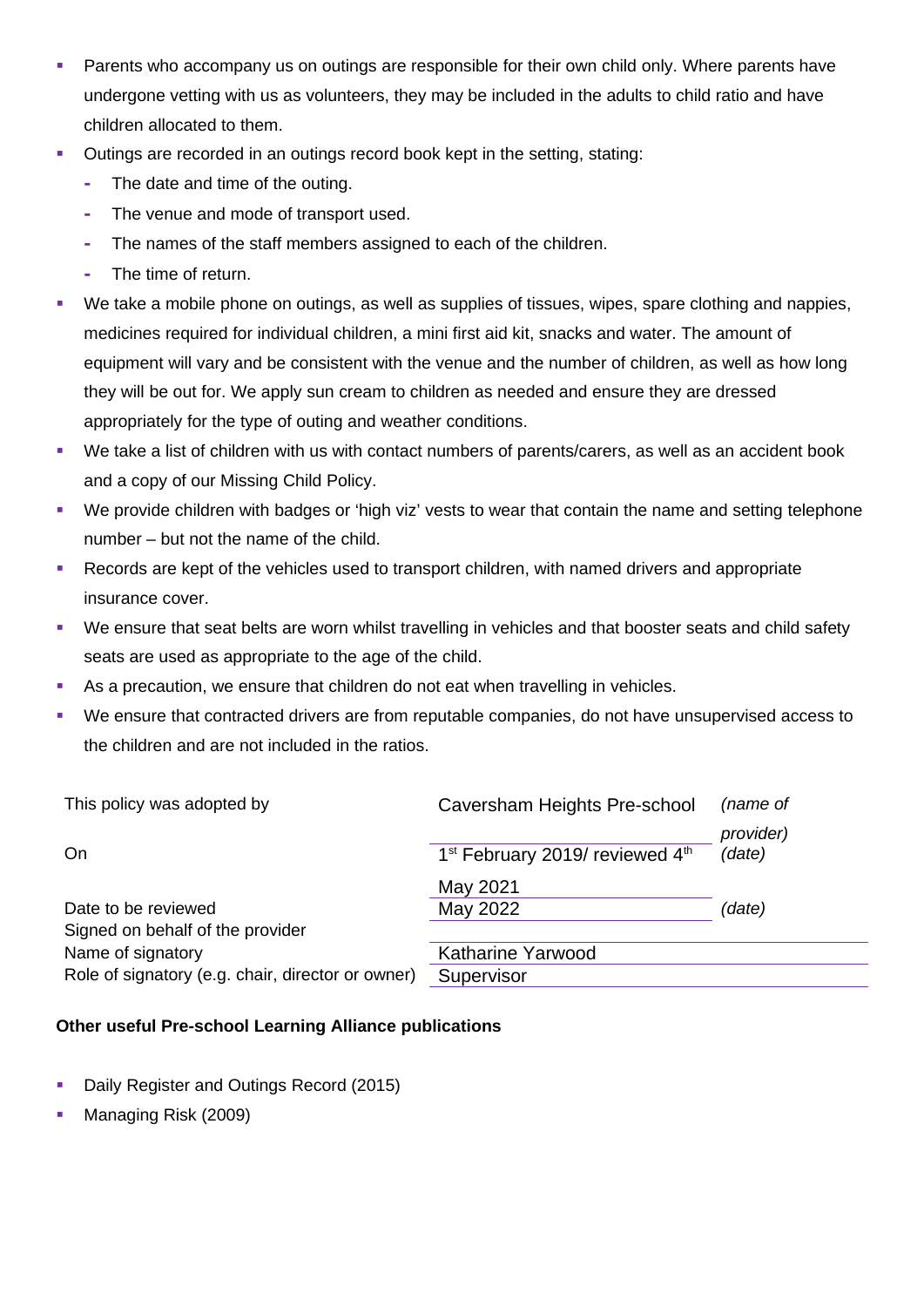- Parents who accompany us on outings are responsible for their own child only. Where parents have undergone vetting with us as volunteers, they may be included in the adults to child ratio and have children allocated to them.
- Outings are recorded in an outings record book kept in the setting, stating:
  - The date and time of the outing.
  - The venue and mode of transport used.
  - The names of the staff members assigned to each of the children.
  - The time of return.
- We take a mobile phone on outings, as well as supplies of tissues, wipes, spare clothing and nappies, medicines required for individual children, a mini first aid kit, snacks and water. The amount of equipment will vary and be consistent with the venue and the number of children, as well as how long they will be out for. We apply sun cream to children as needed and ensure they are dressed appropriately for the type of outing and weather conditions.
- We take a list of children with us with contact numbers of parents/carers, as well as an accident book and a copy of our Missing Child Policy.
- We provide children with badges or 'high viz' vests to wear that contain the name and setting telephone number – but not the name of the child.
- Records are kept of the vehicles used to transport children, with named drivers and appropriate insurance cover.
- We ensure that seat belts are worn whilst travelling in vehicles and that booster seats and child safety seats are used as appropriate to the age of the child.
- As a precaution, we ensure that children do not eat when travelling in vehicles.
- We ensure that contracted drivers are from reputable companies, do not have unsupervised access to the children and are not included in the ratios.

| | | |
|---|---|---|
| This policy was adopted by | Caversham Heights Pre-school | *(name of provider)* |
| On | 1st February 2019/ reviewed 4th May 2021 | *(date)* |
| Date to be reviewed | May 2022 | *(date)* |
| Signed on behalf of the provider | | |
| Name of signatory | Katharine Yarwood | |
| Role of signatory (e.g. chair, director or owner) | Supervisor | |

**Other useful Pre-school Learning Alliance publications**

- Daily Register and Outings Record (2015)
- Managing Risk (2009)